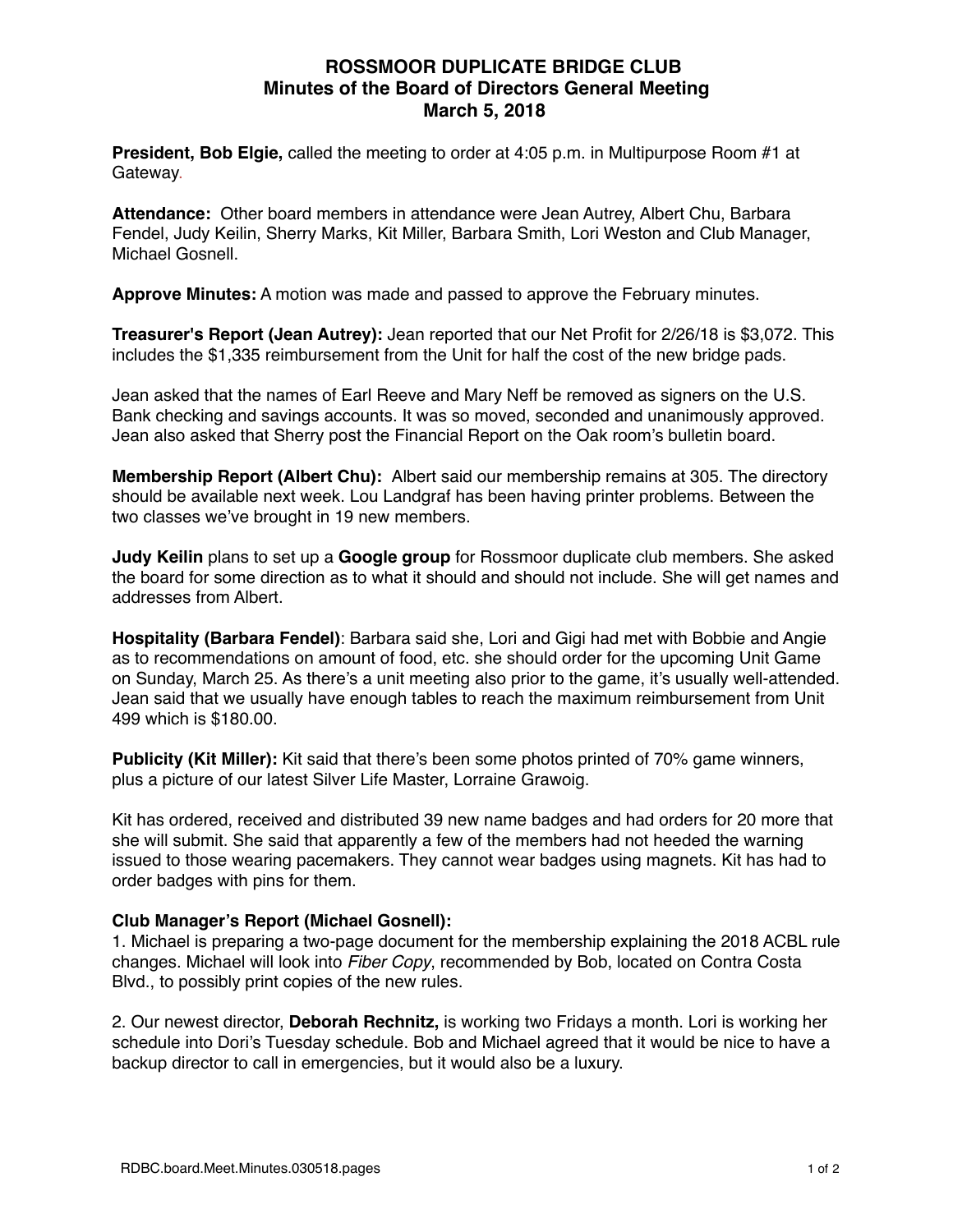# ROSSMOOR DUPLICATE BRIDGE CLUB
## Minutes of the Board of Directors General Meeting
## March 5, 2018

**President, Bob Elgie,** called the meeting to order at 4:05 p.m. in Multipurpose Room #1 at Gateway.

**Attendance:** Other board members in attendance were Jean Autrey, Albert Chu, Barbara Fendel, Judy Keilin, Sherry Marks, Kit Miller, Barbara Smith, Lori Weston and Club Manager, Michael Gosnell.

**Approve Minutes:** A motion was made and passed to approve the February minutes.

**Treasurer's Report (Jean Autrey):** Jean reported that our Net Profit for 2/26/18 is $3,072. This includes the $1,335 reimbursement from the Unit for half the cost of the new bridge pads.

Jean asked that the names of Earl Reeve and Mary Neff be removed as signers on the U.S. Bank checking and savings accounts. It was so moved, seconded and unanimously approved. Jean also asked that Sherry post the Financial Report on the Oak room's bulletin board.

**Membership Report (Albert Chu):** Albert said our membership remains at 305. The directory should be available next week. Lou Landgraf has been having printer problems. Between the two classes we've brought in 19 new members.

**Judy Keilin** plans to set up a **Google group** for Rossmoor duplicate club members. She asked the board for some direction as to what it should and should not include. She will get names and addresses from Albert.

**Hospitality (Barbara Fendel)**: Barbara said she, Lori and Gigi had met with Bobbie and Angie as to recommendations on amount of food, etc. she should order for the upcoming Unit Game on Sunday, March 25. As there's a unit meeting also prior to the game, it's usually well-attended. Jean said that we usually have enough tables to reach the maximum reimbursement from Unit 499 which is $180.00.

**Publicity (Kit Miller):** Kit said that there's been some photos printed of 70% game winners, plus a picture of our latest Silver Life Master, Lorraine Grawoig.

Kit has ordered, received and distributed 39 new name badges and had orders for 20 more that she will submit. She said that apparently a few of the members had not heeded the warning issued to those wearing pacemakers. They cannot wear badges using magnets. Kit has had to order badges with pins for them.

**Club Manager's Report (Michael Gosnell):**

1. Michael is preparing a two-page document for the membership explaining the 2018 ACBL rule changes. Michael will look into *Fiber Copy*, recommended by Bob, located on Contra Costa Blvd., to possibly print copies of the new rules.

2. Our newest director, **Deborah Rechnitz,** is working two Fridays a month. Lori is working her schedule into Dori's Tuesday schedule. Bob and Michael agreed that it would be nice to have a backup director to call in emergencies, but it would also be a luxury.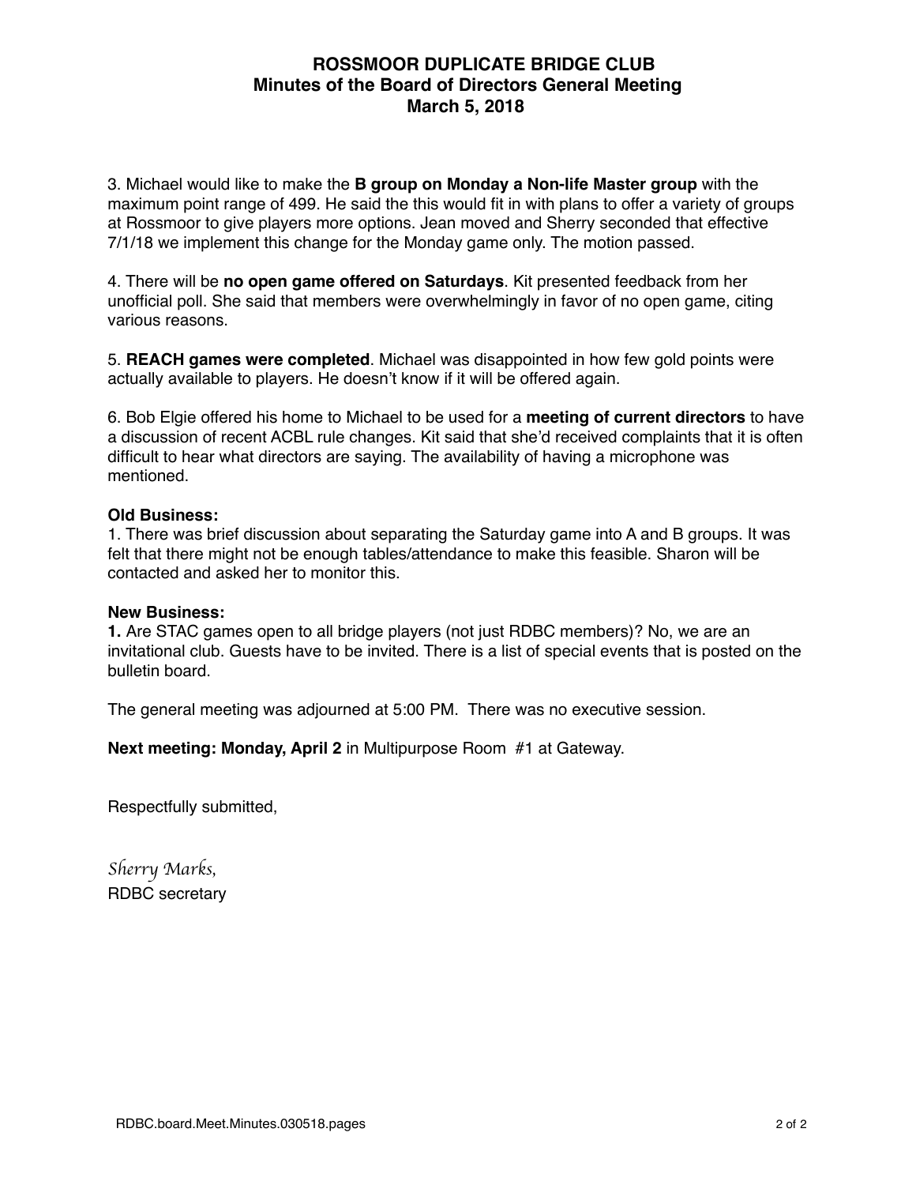# ROSSMOOR DUPLICATE BRIDGE CLUB
## Minutes of the Board of Directors General Meeting
## March 5, 2018

3. Michael would like to make the **B group on Monday a Non-life Master group** with the maximum point range of 499. He said the this would fit in with plans to offer a variety of groups at Rossmoor to give players more options. Jean moved and Sherry seconded that effective 7/1/18 we implement this change for the Monday game only. The motion passed.

4. There will be **no open game offered on Saturdays**. Kit presented feedback from her unofficial poll. She said that members were overwhelmingly in favor of no open game, citing various reasons.

5. **REACH games were completed**. Michael was disappointed in how few gold points were actually available to players. He doesn't know if it will be offered again.

6. Bob Elgie offered his home to Michael to be used for a **meeting of current directors** to have a discussion of recent ACBL rule changes. Kit said that she'd received complaints that it is often difficult to hear what directors are saying. The availability of having a microphone was mentioned.

**Old Business:**

1. There was brief discussion about separating the Saturday game into A and B groups. It was felt that there might not be enough tables/attendance to make this feasible. Sharon will be contacted and asked her to monitor this.

**New Business:**

**1.** Are STAC games open to all bridge players (not just RDBC members)? No, we are an invitational club. Guests have to be invited. There is a list of special events that is posted on the bulletin board.

The general meeting was adjourned at 5:00 PM. There was no executive session.

**Next meeting: Monday, April 2** in Multipurpose Room #1 at Gateway.

Respectfully submitted,

*Sherry Marks,*
RDBC secretary